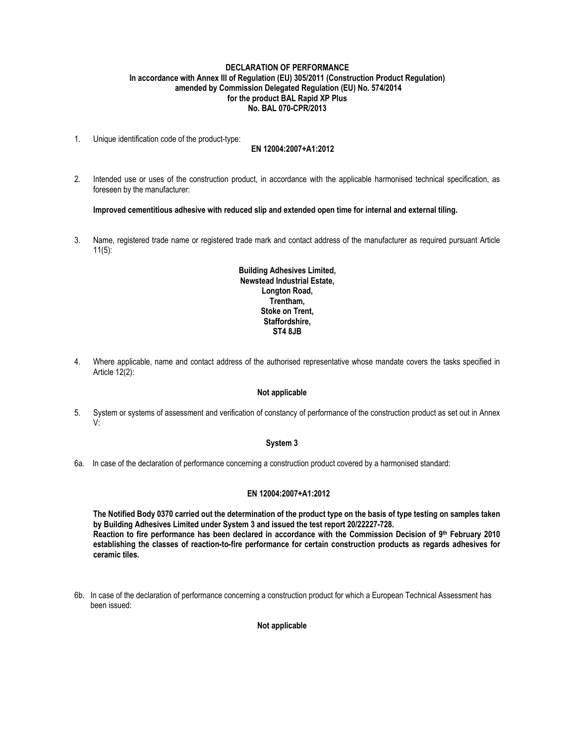**DECLARATION OF PERFORMANCE**
**In accordance with Annex III of Regulation (EU) 305/2011 (Construction Product Regulation)**
**amended by Commission Delegated Regulation (EU) No. 574/2014**
**for the product BAL Rapid XP Plus**
**No. BAL 070-CPR/2013**

1. Unique identification code of the product-type:

   **EN 12004:2007+A1:2012**

2. Intended use or uses of the construction product, in accordance with the applicable harmonised technical specification, as foreseen by the manufacturer:

   **Improved cementitious adhesive with reduced slip and extended open time for internal and external tiling.**

3. Name, registered trade name or registered trade mark and contact address of the manufacturer as required pursuant Article 11(5):

   **Building Adhesives Limited,**
   **Newstead Industrial Estate,**
   **Longton Road,**
   **Trentham,**
   **Stoke on Trent,**
   **Staffordshire,**
   **ST4 8JB**

4. Where applicable, name and contact address of the authorised representative whose mandate covers the tasks specified in Article 12(2):

   **Not applicable**

5. System or systems of assessment and verification of constancy of performance of the construction product as set out in Annex V:

   **System 3**

6a. In case of the declaration of performance concerning a construction product covered by a harmonised standard:

   **EN 12004:2007+A1:2012**

   **The Notified Body 0370 carried out the determination of the product type on the basis of type testing on samples taken by Building Adhesives Limited under System 3 and issued the test report 20/22227-728.**
   **Reaction to fire performance has been declared in accordance with the Commission Decision of 9th February 2010 establishing the classes of reaction-to-fire performance for certain construction products as regards adhesives for ceramic tiles.**

6b. In case of the declaration of performance concerning a construction product for which a European Technical Assessment has been issued:

   **Not applicable**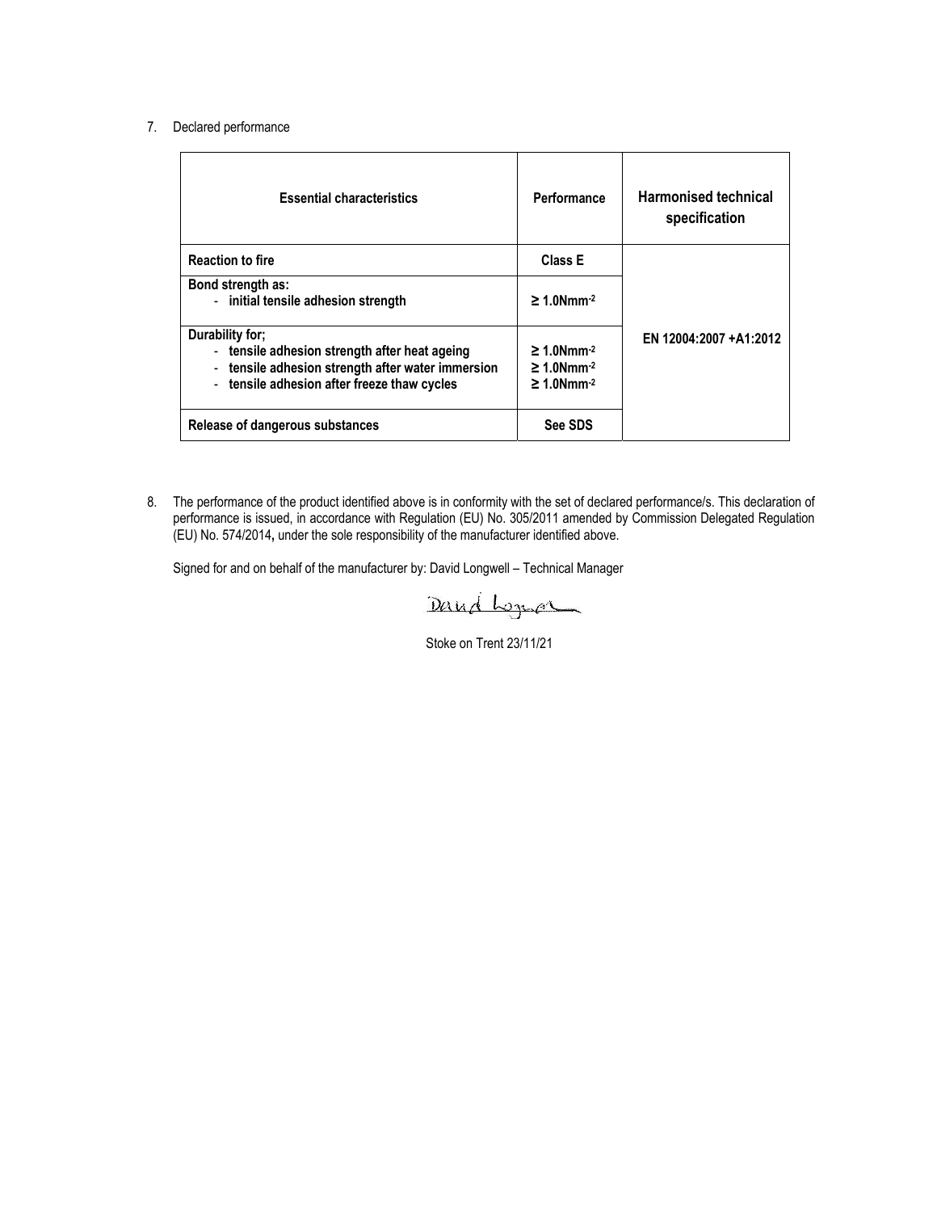7. Declared performance

| Essential characteristics | Performance | Harmonised technical specification |
| --- | --- | --- |
| **Reaction to fire** | **Class E** | **EN 12004:2007 +A1:2012** |
| **Bond strength as:**<br>- **initial tensile adhesion strength** | **≥ 1.0Nmm$^{-2}$** | |
| **Durability for;**<br>- **tensile adhesion strength after heat ageing**<br>- **tensile adhesion strength after water immersion**<br>- **tensile adhesion after freeze thaw cycles** | **≥ 1.0Nmm$^{-2}$**<br>**≥ 1.0Nmm$^{-2}$**<br>**≥ 1.0Nmm$^{-2}$** | |
| **Release of dangerous substances** | **See SDS** | |

8. The performance of the product identified above is in conformity with the set of declared performance/s. This declaration of performance is issued, in accordance with Regulation (EU) No. 305/2011 amended by Commission Delegated Regulation (EU) No. 574/2014**,** under the sole responsibility of the manufacturer identified above.

Signed for and on behalf of the manufacturer by: David Longwell – Technical Manager

David Longwell

Stoke on Trent 23/11/21